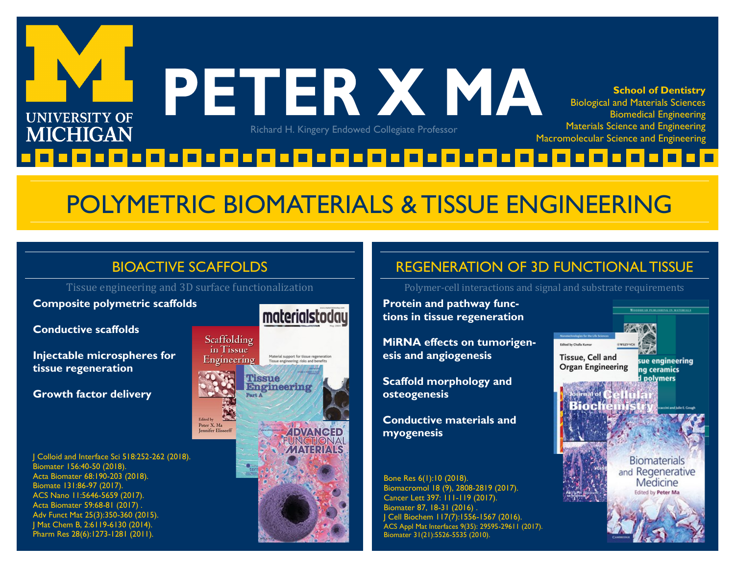UNIVERSITY OF MICHIGAN

# PETER X MA

Richard H. Kingery Endowed Collegiate Professor

**School of Dentistry**
Biological and Materials Sciences
Biomedical Engineering
Materials Science and Engineering
Macromolecular Science and Engineering

## POLYMETRIC BIOMATERIALS & TISSUE ENGINEERING

### BIOACTIVE SCAFFOLDS

Tissue engineering and 3D surface functionalization

**Composite polymetric scaffolds**

**Conductive scaffolds**

**Injectable microspheres for tissue regeneration**

**Growth factor delivery**

J Colloid and Interface Sci 518:252-262 (2018).
Biomater 156:40-50 (2018).
Acta Biomater 68:190-203 (2018).
Biomate 131:86-97 (2017).
ACS Nano 11:5646-5659 (2017).
Acta Biomater 59:68-81 (2017) .
Adv Funct Mat 25(3):350-360 (2015).
J Mat Chem B, 2:6119-6130 (2014).
Pharm Res 28(6):1273-1281 (2011).

### REGENERATION OF 3D FUNCTIONAL TISSUE

Polymer-cell interactions and signal and substrate requirements

**Protein and pathway functions in tissue regeneration**

**MiRNA effects on tumorigenesis and angiogenesis**

**Scaffold morphology and osteogenesis**

**Conductive materials and myogenesis**

Bone Res 6(1):10 (2018).
Biomacromol 18 (9), 2808-2819 (2017).
Cancer Lett 397: 111-119 (2017).
Biomater 87, 18-31 (2016) .
J Cell Biochem 117(7):1556-1567 (2016).
ACS Appl Mat Interfaces 9(35): 29595-29611 (2017).
Biomater 31(21):5526-5535 (2010).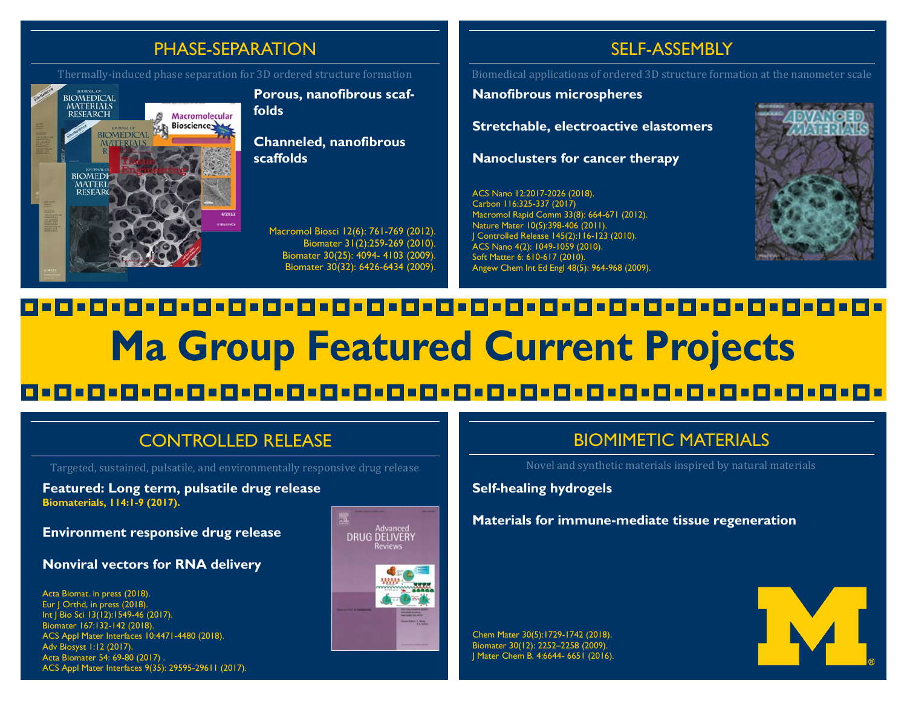# Ma Group Featured Current Projects

## PHASE-SEPARATION

Thermally-induced phase separation for 3D ordered structure formation

**Porous, nanofibrous scaffolds**

**Channeled, nanofibrous scaffolds**

Macromol Biosci 12(6): 761-769 (2012).
Biomater 31(2):259-269 (2010).
Biomater 30(25): 4094- 4103 (2009).
Biomater 30(32): 6426-6434 (2009).

## SELF-ASSEMBLY

Biomedical applications of ordered 3D structure formation at the nanometer scale

**Nanofibrous microspheres**

**Stretchable, electroactive elastomers**

**Nanoclusters for cancer therapy**

ACS Nano 12:2017-2026 (2018).
Carbon 116:325-337 (2017)
Macromol Rapid Comm 33(8): 664-671 (2012).
Nature Mater 10(5):398-406 (2011).
J Controlled Release 145(2):116-123 (2010).
ACS Nano 4(2): 1049-1059 (2010).
Soft Matter 6: 610-617 (2010).
Angew Chem Int Ed Engl 48(5): 964-968 (2009).

## CONTROLLED RELEASE

Targeted, sustained, pulsatile, and environmentally responsive drug release

**Featured: Long term, pulsatile drug release**
**Biomaterials, 114:1-9 (2017).**

**Environment responsive drug release**

**Nonviral vectors for RNA delivery**

Acta Biomat. in press (2018).
Eur J Orthd, in press (2018).
Int J Bio Sci 13(12):1549-46 (2017).
Biomater 167:132-142 (2018).
ACS Appl Mater Interfaces 10:4471-4480 (2018).
Adv Biosyst 1:12 (2017).
Acta Biomater 54: 69-80 (2017) .
ACS Appl Mater Interfaces 9(35): 29595-29611 (2017).

## BIOMIMETIC MATERIALS

Novel and synthetic materials inspired by natural materials

**Self-healing hydrogels**

**Materials for immune-mediate tissue regeneration**

Chem Mater 30(5):1729-1742 (2018).
Biomater 30(12): 2252–2258 (2009).
J Mater Chem B, 4:6644- 6651 (2016).